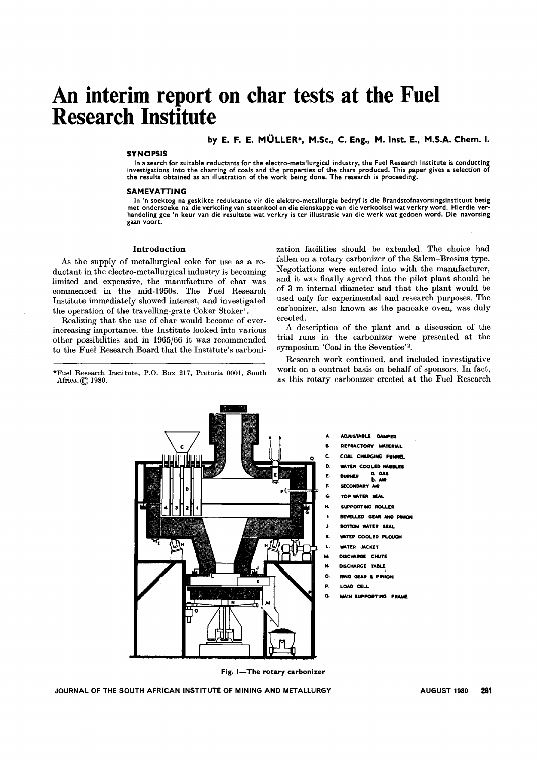# An interim report on char tests at the Fuel Research Institute

**by E. F. E. MÜLLER*, M.Sc., C. Eng., M. Inst. E., M.S.A. Chem. I.**

### SYNOPSIS

In a search for suitable reductants for the electro-metallurgical industry, the Fuel Research Institute is conducting investigations into the charring of coals and the properties of the chars produced. This paper gives a selection of the results obtained as an illustration of the work being done. The research is proceeding.

### SAMEVATTING

In 'n soektog na geskikte reduktante vir die elektro-metallurgie bedryf is die Brandstofnavorsingsinstituut besig met ondersoeke na die verkoling van steenkool en die eienskappe van die verkoolsel wat verkry word. Hierdie verhandeling gee 'n keur van die resultate wat verkry is ter illustrasie van die werk wat gedoen word. Die navorsing gaan voort.

## Introduction

As the supply of metallurgical coke for use as a reductant in the electro-metallurgical industry is becoming limited and expensive, the manufacture of char was commenced in the mid-1950s. The Fuel Research Institute immediately showed interest, and investigated the operation of the travelling-grate Coker Stoker[1].

Realizing that the use of char would become of ever-increasing importance, the Institute looked into various other possibilities and in 1965/66 it was recommended to the Fuel Research Board that the Institute's carbonization facilities should be extended. The choice had fallen on a rotary carbonizer of the Salem–Brosius type. Negotiations were entered into with the manufacturer, and it was finally agreed that the pilot plant should be of 3 m internal diameter and that the plant would be used only for experimental and research purposes. The carbonizer, also known as the pancake oven, was duly erected.

A description of the plant and a discussion of the trial runs in the carbonizer were presented at the symposium 'Coal in the Seventies'[2].

Research work continued, and included investigative work on a contract basis on behalf of sponsors. In fact, as this rotary carbonizer erected at the Fuel Research

*Fuel Research Institute, P.O. Box 217, Pretoria 0001, South Africa. © 1980.

A. ADJUSTABLE DAMPER
B. REFRACTORY MATERIAL
C. COAL CHARGING FUNNEL
D. WATER COOLED RABBLES
E. BURNER a. GAS b. AIR
F. SECONDARY AIR
G. TOP WATER SEAL
H. SUPPORTING ROLLER
I. BEVELLED GEAR AND PINION
J. BOTTOM WATER SEAL
K. WATER COOLED PLOUGH
L. WATER JACKET
M. DISCHARGE CHUTE
N. DISCHARGE TABLE
O. RING GEAR & PINION
P. LOAD CELL
Q. MAIN SUPPORTING FRAME

**Fig. 1—The rotary carbonizer**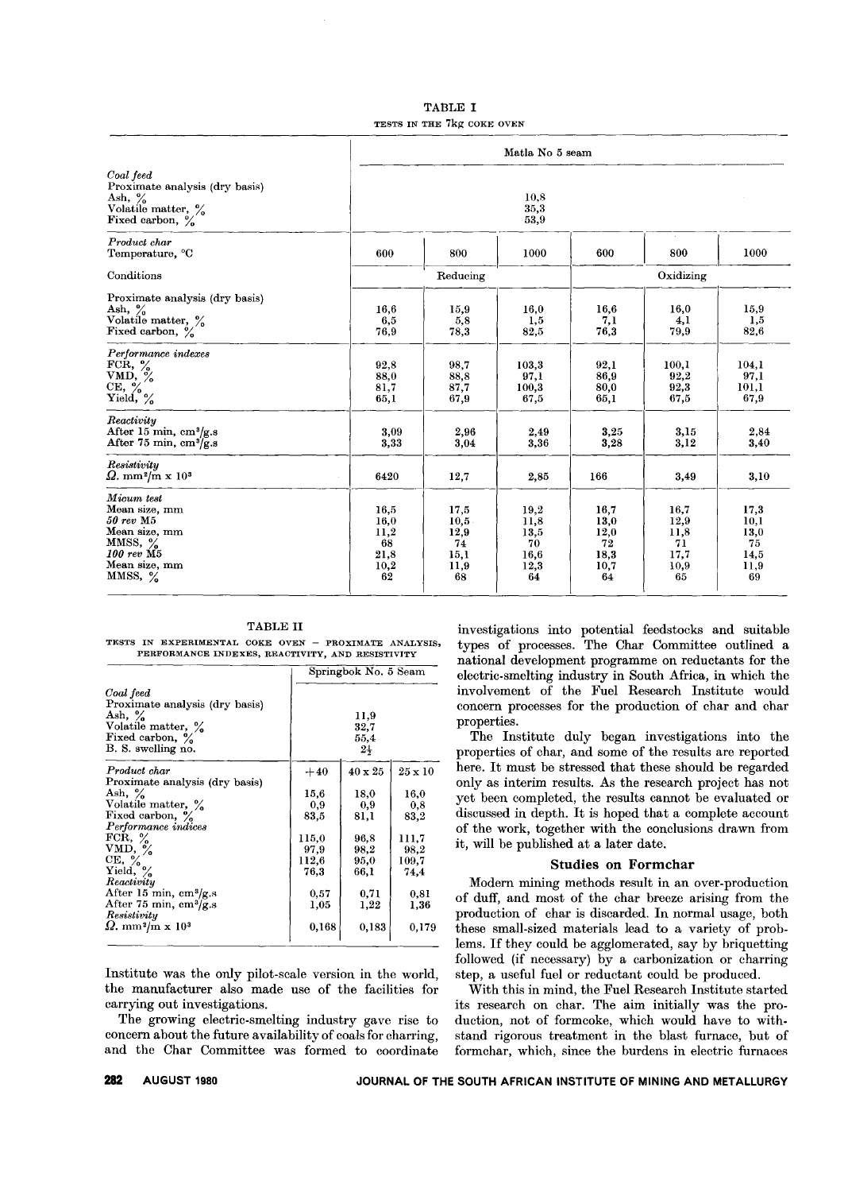TABLE I

TESTS IN THE 7kg COKE OVEN

| | Matla No 5 seam | | | | | |
|---|---|---|---|---|---|---|
| *Coal feed* | | | | | | |
| Proximate analysis (dry basis) | | | | | | |
| Ash, % | 10,8 | | | | | |
| Volatile matter, % | 35,3 | | | | | |
| Fixed carbon, % | 53,9 | | | | | |
| *Product char* | | | | | | |
| Temperature, °C | 600 | 800 | 1000 | 600 | 800 | 1000 |
| Conditions | Reducing | | | Oxidizing | | |
| Proximate analysis (dry basis) | | | | | | |
| Ash, % | 16,6 | 15,9 | 16,0 | 16,6 | 16,0 | 15,9 |
| Volatile matter, % | 6,5 | 5,8 | 1,5 | 7,1 | 4,1 | 1,5 |
| Fixed carbon, % | 76,9 | 78,3 | 82,5 | 76,3 | 79,9 | 82,6 |
| *Performance indexes* | | | | | | |
| FCR, % | 92,8 | 98,7 | 103,3 | 92,1 | 100,1 | 104,1 |
| VMD, % | 88,0 | 88,8 | 97,1 | 86,9 | 92,2 | 97,1 |
| CE, % | 81,7 | 87,7 | 100,3 | 80,0 | 92,3 | 101,1 |
| Yield, % | 65,1 | 67,9 | 67,5 | 65,1 | 67,5 | 67,9 |
| *Reactivity* | | | | | | |
| After 15 min, cm³/g.s | 3,09 | 2,96 | 2,49 | 3,25 | 3,15 | 2,84 |
| After 75 min, cm³/g.s | 3,33 | 3,04 | 3,36 | 3,28 | 3,12 | 3,40 |
| *Resistivity* | | | | | | |
| $\Omega$. mm²/m x 10³ | 6420 | 12,7 | 2,85 | 166 | 3,49 | 3,10 |
| *Micum test* | | | | | | |
| Mean size, mm | 16,5 | 17,5 | 19,2 | 16,7 | 16,7 | 17,3 |
| *50 rev* M5 | 16,0 | 10,5 | 11,8 | 13,0 | 12,9 | 10,1 |
| Mean size, mm | 11,2 | 12,9 | 13,5 | 12,0 | 11,8 | 13,0 |
| MMSS, % | 68 | 74 | 70 | 72 | 71 | 75 |
| *100 rev* M5 | 21,8 | 15,1 | 16,6 | 18,3 | 17,7 | 14,5 |
| Mean size, mm | 10,2 | 11,9 | 12,3 | 10,7 | 10,9 | 11,9 |
| MMSS, % | 62 | 68 | 64 | 64 | 65 | 69 |

TABLE II

TESTS IN EXPERIMENTAL COKE OVEN – PROXIMATE ANALYSIS, PERFORMANCE INDEXES, REACTIVITY, AND RESISTIVITY

| | Springbok No. 5 Seam | | |
|---|---|---|---|
| *Coal feed* | | | |
| Proximate analysis (dry basis) | | | |
| Ash, % | 11,9 | | |
| Volatile matter, % | 32,7 | | |
| Fixed carbon, % | 55,4 | | |
| B. S. swelling no. | 2½ | | |
| *Product char* | +40 | 40 x 25 | 25 x 10 |
| Proximate analysis (dry basis) | | | |
| Ash, % | 15,6 | 18,0 | 16,0 |
| Volatile matter, % | 0,9 | 0,9 | 0,8 |
| Fixed carbon, % | 83,5 | 81,1 | 83,2 |
| *Performance indices* | | | |
| FCR, % | 115,0 | 96,8 | 111,7 |
| VMD, % | 97,9 | 98,2 | 98,2 |
| CE, % | 112,6 | 95,0 | 109,7 |
| Yield, % | 76,3 | 66,1 | 74,4 |
| *Reactivity* | | | |
| After 15 min, cm³/g.s | 0,57 | 0,71 | 0,81 |
| After 75 min, cm³/g.s | 1,05 | 1,22 | 1,36 |
| *Resistivity* | | | |
| $\Omega$. mm²/m x 10³ | 0,168 | 0,183 | 0,179 |

Institute was the only pilot-scale version in the world, the manufacturer also made use of the facilities for carrying out investigations.

The growing electric-smelting industry gave rise to concern about the future availability of coals for charring, and the Char Committee was formed to coordinate investigations into potential feedstocks and suitable types of processes. The Char Committee outlined a national development programme on reductants for the electric-smelting industry in South Africa, in which the involvement of the Fuel Research Institute would concern processes for the production of char and char properties.

The Institute duly began investigations into the properties of char, and some of the results are reported here. It must be stressed that these should be regarded only as interim results. As the research project has not yet been completed, the results cannot be evaluated or discussed in depth. It is hoped that a complete account of the work, together with the conclusions drawn from it, will be published at a later date.

## Studies on Formchar

Modern mining methods result in an over-production of duff, and most of the char breeze arising from the production of char is discarded. In normal usage, both these small-sized materials lead to a variety of problems. If they could be agglomerated, say by briquetting followed (if necessary) by a carbonization or charring step, a useful fuel or reductant could be produced.

With this in mind, the Fuel Research Institute started its research on char. The aim initially was the production, not of formcoke, which would have to withstand rigorous treatment in the blast furnace, but of formchar, which, since the burdens in electric furnaces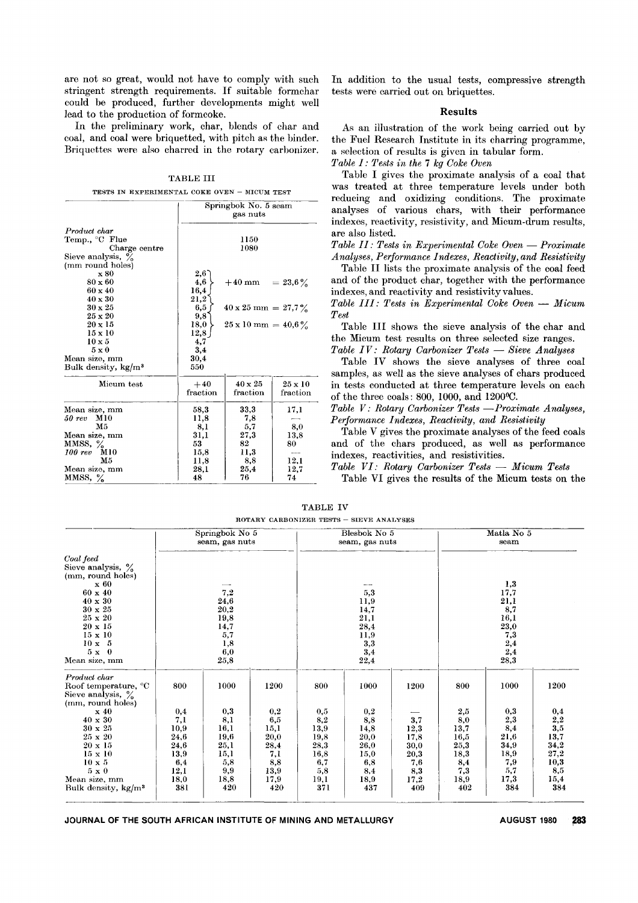are not so great, would not have to comply with such stringent strength requirements. If suitable formchar could be produced, further developments might well lead to the production of formcoke.

In the preliminary work, char, blends of char and coal, and coal were briquetted, with pitch as the binder. Briquettes were also charred in the rotary carbonizer.

TABLE III

TESTS IN EXPERIMENTAL COKE OVEN – MICUM TEST

| | Springbok No. 5 seam gas nuts | | |
|---|---|---|---|
| *Product char* | | | |
| Temp., °C Flue | 1150 | | |
| Charge centre | 1080 | | |
| Sieve analysis, % (mm round holes) | | | |
| x 80 | 2,6 | | |
| 80 x 60 | 4,6 | +40 mm = 23,6 % | |
| 60 x 40 | 16,4 | | |
| 40 x 30 | 21,2 | | |
| 30 x 25 | 6,5 | 40 x 25 mm = 27,7 % | |
| 25 x 20 | 9,8 | | |
| 20 x 15 | 18,0 | 25 x 10 mm = 40,6 % | |
| 15 x 10 | 12,8 | | |
| 10 x 5 | 4,7 | | |
| 5 x 0 | 3,4 | | |
| Mean size, mm | 30,4 | | |
| Bulk density, kg/m³ | 550 | | |
| Micum test | +40 fraction | 40 x 25 fraction | 25 x 10 fraction |
| Mean size, mm | 58,3 | 33,3 | 17,1 |
| *50 rev* M10 | 11,8 | 7,8 | — |
| M5 | 8,1 | 5,7 | 8,0 |
| Mean size, mm | 31,1 | 27,3 | 13,8 |
| MMSS, % | 53 | 82 | 80 |
| *100 rev* M10 | 15,8 | 11,3 | — |
| M5 | 11,8 | 8,8 | 12,1 |
| Mean size, mm | 28,1 | 25,4 | 12,7 |
| MMSS, % | 48 | 76 | 74 |

In addition to the usual tests, compressive strength tests were carried out on briquettes.

## Results

As an illustration of the work being carried out by the Fuel Research Institute in its charring programme, a selection of results is given in tabular form.

*Table I: Tests in the 7 kg Coke Oven*

Table I gives the proximate analysis of a coal that was treated at three temperature levels under both reducing and oxidizing conditions. The proximate analyses of various chars, with their performance indexes, reactivity, resistivity, and Micum-drum results, are also listed.

*Table II: Tests in Experimental Coke Oven — Proximate Analyses, Performance Indexes, Reactivity, and Resistivity*

Table II lists the proximate analysis of the coal feed and of the product char, together with the performance indexes, and reactivity and resistivity values.

*Table III: Tests in Experimental Coke Oven — Micum Test*

Table III shows the sieve analysis of the char and the Micum test results on three selected size ranges.

*Table IV: Rotary Carbonizer Tests — Sieve Analyses*

Table IV shows the sieve analyses of three coal samples, as well as the sieve analyses of chars produced in tests conducted at three temperature levels on each of the three coals: 800, 1000, and 1200°C.

*Table V: Rotary Carbonizer Tests —Proximate Analyses, Performance Indexes, Reactivity, and Resistivity*

Table V gives the proximate analyses of the feed coals and of the chars produced, as well as performance indexes, reactivities, and resistivities.

*Table VI: Rotary Carbonizer Tests — Micum Tests*

Table VI gives the results of the Micum tests on the

TABLE IV

ROTARY CARBONIZER TESTS – SIEVE ANALYSES

| | Springbok No 5 seam, gas nuts | | | Blesbok No 5 seam, gas nuts | | | Matla No 5 seam | | |
|---|---|---|---|---|---|---|---|---|---|
| *Coal feed* | | | | | | | | | |
| Sieve analysis, % (mm, round holes) | | | | | | | | | |
| x 60 | | — | | | — | | | 1,3 | |
| 60 x 40 | | 7,2 | | | 5,3 | | | 17,7 | |
| 40 x 30 | | 24,6 | | | 11,9 | | | 21,1 | |
| 30 x 25 | | 20,2 | | | 14,7 | | | 8,7 | |
| 25 x 20 | | 19,8 | | | 21,1 | | | 16,1 | |
| 20 x 15 | | 14,7 | | | 28,4 | | | 23,0 | |
| 15 x 10 | | 5,7 | | | 11,9 | | | 7,3 | |
| 10 x 5 | | 1,8 | | | 3,3 | | | 2,4 | |
| 5 x 0 | | 6,0 | | | 3,4 | | | 2,4 | |
| Mean size, mm | | 25,8 | | | 22,4 | | | 28,3 | |
| *Product char* | | | | | | | | | |
| Roof temperature, °C | 800 | 1000 | 1200 | 800 | 1000 | 1200 | 800 | 1000 | 1200 |
| Sieve analysis, % (mm, round holes) | | | | | | | | | |
| x 40 | 0,4 | 0,3 | 0,2 | 0,5 | 0,2 | — | 2,5 | 0,3 | 0,4 |
| 40 x 30 | 7,1 | 8,1 | 6,5 | 8,2 | 8,8 | 3,7 | 8,0 | 2,3 | 2,2 |
| 30 x 25 | 10,9 | 16,1 | 15,1 | 13,9 | 14,8 | 12,3 | 13,7 | 8,4 | 3,5 |
| 25 x 20 | 24,6 | 19,6 | 20,0 | 19,8 | 20,0 | 17,8 | 16,5 | 21,6 | 13,7 |
| 20 x 15 | 24,6 | 25,1 | 28,4 | 28,3 | 26,0 | 30,0 | 25,3 | 34,9 | 34,2 |
| 15 x 10 | 13,9 | 15,1 | 7,1 | 16,8 | 15,0 | 20,3 | 18,3 | 18,9 | 27,2 |
| 10 x 5 | 6,4 | 5,8 | 8,8 | 6,7 | 6,8 | 7,6 | 8,4 | 7,9 | 10,3 |
| 5 x 0 | 12,1 | 9,9 | 13,9 | 5,8 | 8,4 | 8,3 | 7,3 | 5,7 | 8,5 |
| Mean size, mm | 18,0 | 18,8 | 17,9 | 19,1 | 18,9 | 17,2 | 18,9 | 17,3 | 15,4 |
| Bulk density, kg/m³ | 381 | 420 | 420 | 371 | 437 | 409 | 402 | 384 | 384 |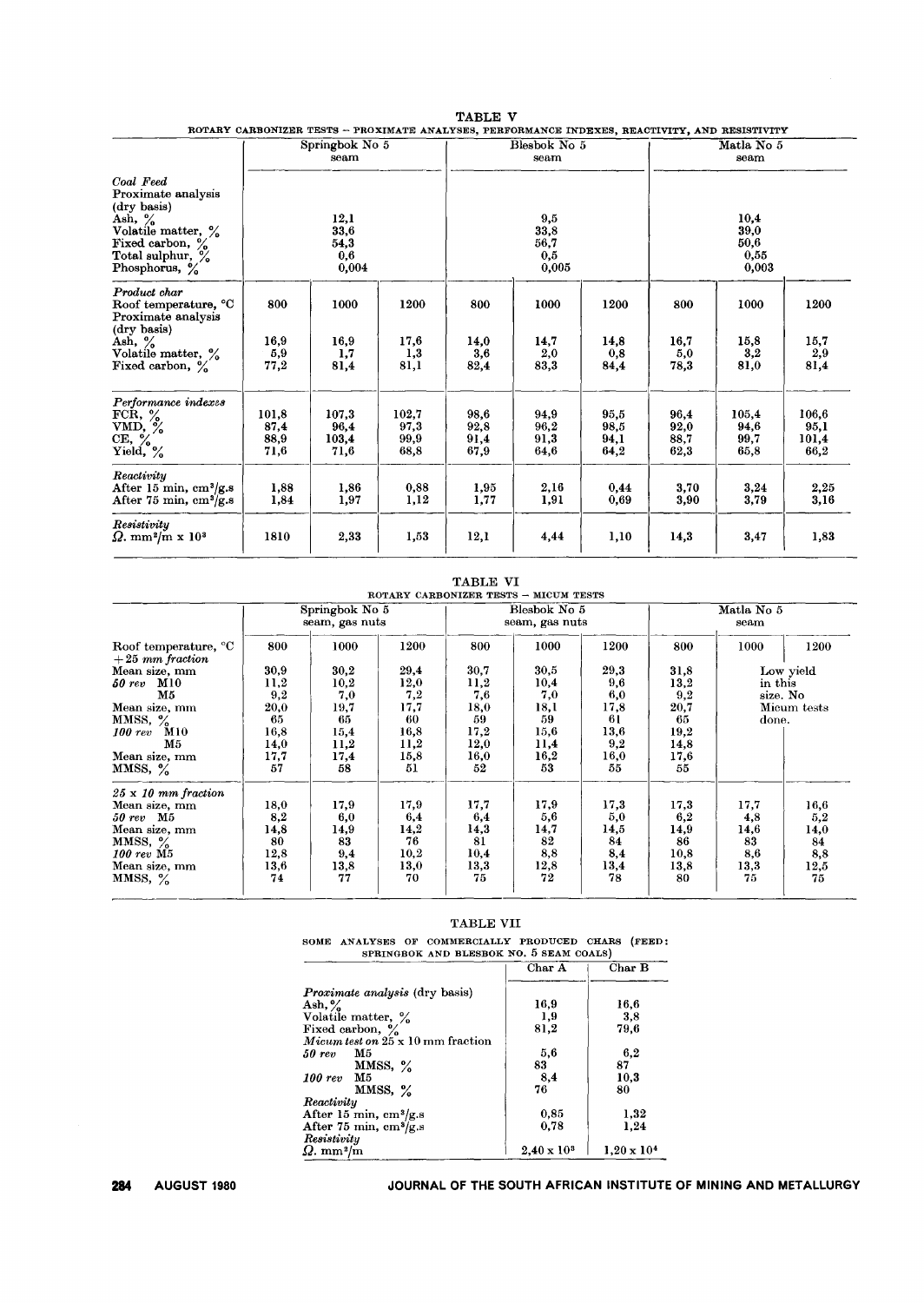TABLE V

ROTARY CARBONIZER TESTS – PROXIMATE ANALYSES, PERFORMANCE INDEXES, REACTIVITY, AND RESISTIVITY

| | Springbok No 5 seam | | | Blesbok No 5 seam | | | Matla No 5 seam | | |
|---|---|---|---|---|---|---|---|---|---|
| *Coal Feed* | | | | | | | | | |
| Proximate analysis (dry basis) | | | | | | | | | |
| Ash, % | 12,1 | | | 9,5 | | | 10,4 | | |
| Volatile matter, % | 33,6 | | | 33,8 | | | 39,0 | | |
| Fixed carbon, % | 54,3 | | | 56,7 | | | 50,6 | | |
| Total sulphur, % | 0,6 | | | 0,5 | | | 0,55 | | |
| Phosphorus, % | 0,004 | | | 0,005 | | | 0,003 | | |
| *Product char* | | | | | | | | | |
| Roof temperature, °C | 800 | 1000 | 1200 | 800 | 1000 | 1200 | 800 | 1000 | 1200 |
| Proximate analysis (dry basis) | | | | | | | | | |
| Ash, % | 16,9 | 16,9 | 17,6 | 14,0 | 14,7 | 14,8 | 16,7 | 15,8 | 15,7 |
| Volatile matter, % | 5,9 | 1,7 | 1,3 | 3,6 | 2,0 | 0,8 | 5,0 | 3,2 | 2,9 |
| Fixed carbon, % | 77,2 | 81,4 | 81,1 | 82,4 | 83,3 | 84,4 | 78,3 | 81,0 | 81,4 |
| *Performance indexes* | | | | | | | | | |
| FCR, % | 101,8 | 107,3 | 102,7 | 98,6 | 94,9 | 95,5 | 96,4 | 105,4 | 106,6 |
| VMD, % | 87,4 | 96,4 | 97,3 | 92,8 | 96,2 | 98,5 | 92,0 | 94,6 | 95,1 |
| CE, % | 88,9 | 103,4 | 99,9 | 91,4 | 91,3 | 94,1 | 88,7 | 99,7 | 101,4 |
| Yield, % | 71,6 | 71,6 | 68,8 | 67,9 | 64,6 | 64,2 | 62,3 | 65,8 | 66,2 |
| *Reactivity* | | | | | | | | | |
| After 15 min, cm³/g.s | 1,88 | 1,86 | 0,88 | 1,95 | 2,16 | 0,44 | 3,70 | 3,24 | 2,25 |
| After 75 min, cm³/g.s | 1,84 | 1,97 | 1,12 | 1,77 | 1,91 | 0,69 | 3,90 | 3,79 | 3,16 |
| *Resistivity* | | | | | | | | | |
| $\Omega$. mm²/m x 10³ | 1810 | 2,33 | 1,53 | 12,1 | 4,44 | 1,10 | 14,3 | 3,47 | 1,83 |

TABLE VI

ROTARY CARBONIZER TESTS – MICUM TESTS

| | Springbok No 5 seam, gas nuts | | | Blesbok No 5 seam, gas nuts | | | Matla No 5 seam | | |
|---|---|---|---|---|---|---|---|---|---|
| Roof temperature, °C | 800 | 1000 | 1200 | 800 | 1000 | 1200 | 800 | 1000 | 1200 |
| *+25 mm fraction* | | | | | | | | | |
| Mean size, mm | 30,9 | 30,2 | 29,4 | 30,7 | 30,5 | 29,3 | 31,8 | Low yield in this size. No Micum tests done. | |
| *50 rev* M10 | 11,2 | 10,2 | 12,0 | 11,2 | 10,4 | 9,6 | 13,2 | | |
| M5 | 9,2 | 7,0 | 7,2 | 7,6 | 7,0 | 6,0 | 9,2 | | |
| Mean size, mm | 20,0 | 19,7 | 17,7 | 18,0 | 18,1 | 17,8 | 20,7 | | |
| MMSS, % | 65 | 65 | 60 | 59 | 59 | 61 | 65 | | |
| *100 rev* M10 | 16,8 | 15,4 | 16,8 | 17,2 | 15,6 | 13,6 | 19,2 | | |
| M5 | 14,0 | 11,2 | 11,2 | 12,0 | 11,4 | 9,2 | 14,8 | | |
| Mean size, mm | 17,7 | 17,4 | 15,8 | 16,0 | 16,2 | 16,0 | 17,6 | | |
| MMSS, % | 57 | 58 | 51 | 52 | 53 | 55 | 55 | | |
| *25 x 10 mm fraction* | | | | | | | | | |
| Mean size, mm | 18,0 | 17,9 | 17,9 | 17,7 | 17,9 | 17,3 | 17,3 | 17,7 | 16,6 |
| *50 rev* M5 | 8,2 | 6,0 | 6,4 | 6,4 | 5,6 | 5,0 | 6,2 | 4,8 | 5,2 |
| Mean size, mm | 14,8 | 14,9 | 14,2 | 14,3 | 14,7 | 14,5 | 14,9 | 14,6 | 14,0 |
| MMSS, % | 80 | 83 | 76 | 81 | 82 | 84 | 86 | 83 | 84 |
| *100 rev* M5 | 12,8 | 9,4 | 10,2 | 10,4 | 8,8 | 8,4 | 10,8 | 8,6 | 8,8 |
| Mean size, mm | 13,6 | 13,8 | 13,0 | 13,3 | 12,8 | 13,4 | 13,8 | 13,3 | 12,5 |
| MMSS, % | 74 | 77 | 70 | 75 | 72 | 78 | 80 | 75 | 75 |

TABLE VII

SOME ANALYSES OF COMMERCIALLY PRODUCED CHARS (FEED: SPRINGBOK AND BLESBOK NO. 5 SEAM COALS)

| | Char A | Char B |
|---|---|---|
| *Proximate analysis* (dry basis) | | |
| Ash, % | 16,9 | 16,6 |
| Volatile matter, % | 1,9 | 3,8 |
| Fixed carbon, % | 81,2 | 79,6 |
| *Micum test* on 25 x 10 mm fraction | | |
| *50 rev* M5 | 5,6 | 6,2 |
| MMSS, % | 83 | 87 |
| *100 rev* M5 | 8,4 | 10,3 |
| MMSS, % | 76 | 80 |
| *Reactivity* | | |
| After 15 min, cm³/g.s | 0,85 | 1,32 |
| After 75 min, cm³/g.s | 0,78 | 1,24 |
| *Resistivity* | | |
| $\Omega$. mm²/m | $2{,}40 \times 10^3$ | $1{,}20 \times 10^4$ |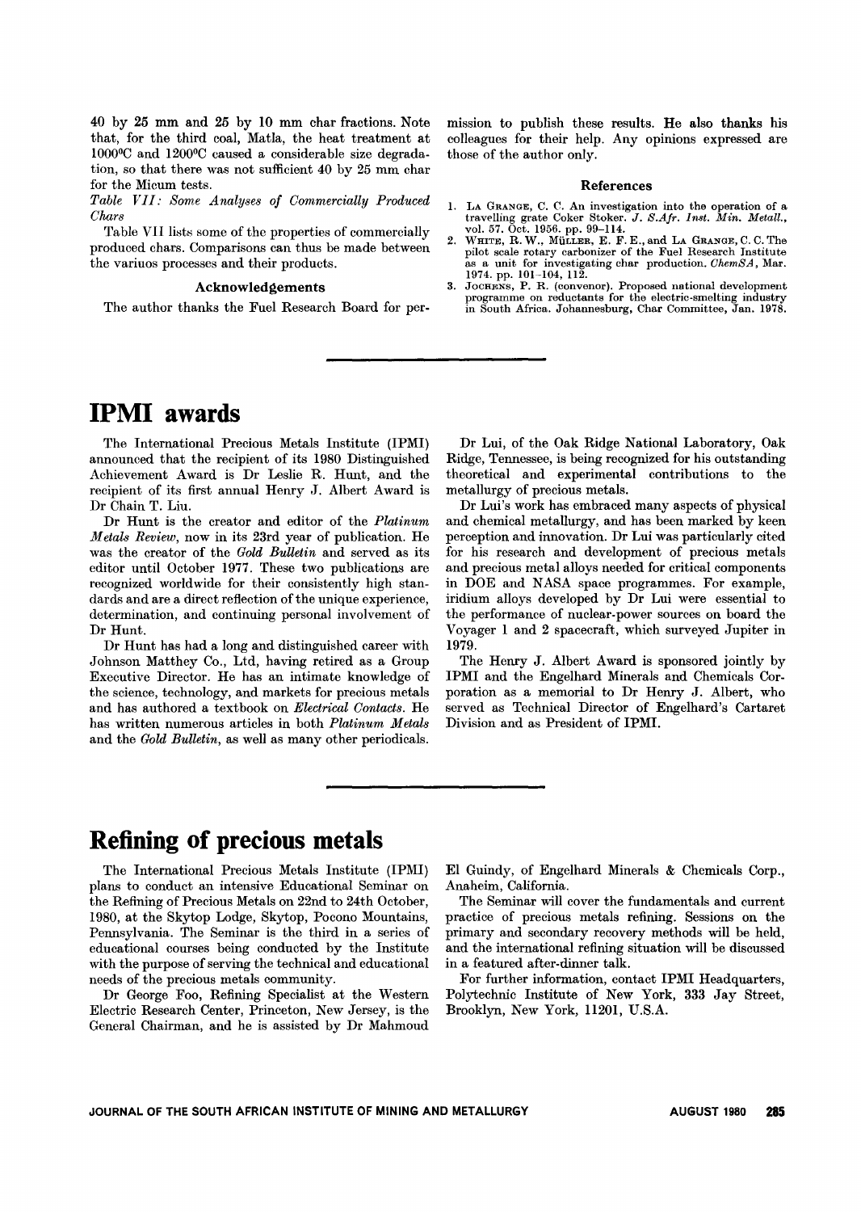40 by 25 mm and 25 by 10 mm char fractions. Note that, for the third coal, Matla, the heat treatment at 1000°C and 1200°C caused a considerable size degradation, so that there was not sufficient 40 by 25 mm char for the Micum tests.

*Table VII: Some Analyses of Commercially Produced Chars*

Table VII lists some of the properties of commercially produced chars. Comparisons can thus be made between the variuos processes and their products.

### Acknowledgements

The author thanks the Fuel Research Board for permission to publish these results. He also thanks his colleagues for their help. Any opinions expressed are those of the author only.

### References

1. LA GRANGE, C. C. An investigation into the operation of a travelling grate Coker Stoker. *J. S.Afr. Inst. Min. Metall.*, vol. 57. Oct. 1956. pp. 99–114.
2. WHITE, R. W., MÜLLER, E. F. E., and LA GRANGE, C. C. The pilot scale rotary carbonizer of the Fuel Research Institute as a unit for investigating char production. *ChemSA*, Mar. 1974. pp. 101–104, 112.
3. JOCHENS, P. R. (convenor). Proposed national development programme on reductants for the electric-smelting industry in South Africa. Johannesburg, Char Committee, Jan. 1978.

# IPMI awards

The International Precious Metals Institute (IPMI) announced that the recipient of its 1980 Distinguished Achievement Award is Dr Leslie R. Hunt, and the recipient of its first annual Henry J. Albert Award is Dr Chain T. Liu.

Dr Hunt is the creator and editor of the *Platinum Metals Review*, now in its 23rd year of publication. He was the creator of the *Gold Bulletin* and served as its editor until October 1977. These two publications are recognized worldwide for their consistently high standards and are a direct reflection of the unique experience, determination, and continuing personal involvement of Dr Hunt.

Dr Hunt has had a long and distinguished career with Johnson Matthey Co., Ltd, having retired as a Group Executive Director. He has an intimate knowledge of the science, technology, and markets for precious metals and has authored a textbook on *Electrical Contacts*. He has written numerous articles in both *Platinum Metals* and the *Gold Bulletin*, as well as many other periodicals.

Dr Lui, of the Oak Ridge National Laboratory, Oak Ridge, Tennessee, is being recognized for his outstanding theoretical and experimental contributions to the metallurgy of precious metals.

Dr Lui's work has embraced many aspects of physical and chemical metallurgy, and has been marked by keen perception and innovation. Dr Lui was particularly cited for his research and development of precious metals and precious metal alloys needed for critical components in DOE and NASA space programmes. For example, iridium alloys developed by Dr Lui were essential to the performance of nuclear-power sources on board the Voyager 1 and 2 spacecraft, which surveyed Jupiter in 1979.

The Henry J. Albert Award is sponsored jointly by IPMI and the Engelhard Minerals and Chemicals Corporation as a memorial to Dr Henry J. Albert, who served as Technical Director of Engelhard's Cartaret Division and as President of IPMI.

# Refining of precious metals

The International Precious Metals Institute (IPMI) plans to conduct an intensive Educational Seminar on the Refining of Precious Metals on 22nd to 24th October, 1980, at the Skytop Lodge, Skytop, Pocono Mountains, Pennsylvania. The Seminar is the third in a series of educational courses being conducted by the Institute with the purpose of serving the technical and educational needs of the precious metals community.

Dr George Foo, Refining Specialist at the Western Electric Research Center, Princeton, New Jersey, is the General Chairman, and he is assisted by Dr Mahmoud El Guindy, of Engelhard Minerals & Chemicals Corp., Anaheim, California.

The Seminar will cover the fundamentals and current practice of precious metals refining. Sessions on the primary and secondary recovery methods will be held, and the international refining situation will be discussed in a featured after-dinner talk.

For further information, contact IPMI Headquarters, Polytechnic Institute of New York, 333 Jay Street, Brooklyn, New York, 11201, U.S.A.